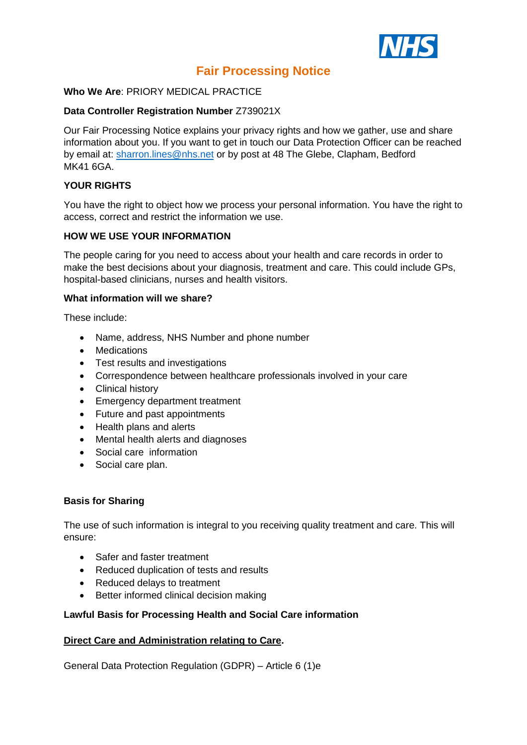# Fair Processing Notice

**Who We Are**: PRIORY MEDICAL PRACTICE

**Data Controller Registration Number** Z739021X

Our Fair Processing Notice explains your privacy rights and how we gather, use and share information about you. If you want to get in touch our Data Protection Officer can be reached by email at: sharron.lines@nhs.net or by post at 48 The Glebe, Clapham, Bedford MK41 6GA.

## YOUR RIGHTS

You have the right to object how we process your personal information. You have the right to access, correct and restrict the information we use.

## HOW WE USE YOUR INFORMATION

The people caring for you need to access about your health and care records in order to make the best decisions about your diagnosis, treatment and care. This could include GPs, hospital-based clinicians, nurses and health visitors.

### What information will we share?

These include:

- Name, address, NHS Number and phone number
- Medications
- Test results and investigations
- Correspondence between healthcare professionals involved in your care
- Clinical history
- Emergency department treatment
- Future and past appointments
- Health plans and alerts
- Mental health alerts and diagnoses
- Social care information
- Social care plan.

### Basis for Sharing

The use of such information is integral to you receiving quality treatment and care. This will ensure:

- Safer and faster treatment
- Reduced duplication of tests and results
- Reduced delays to treatment
- Better informed clinical decision making

### Lawful Basis for Processing Health and Social Care information

**Direct Care and Administration relating to Care.**

General Data Protection Regulation (GDPR) – Article 6 (1)e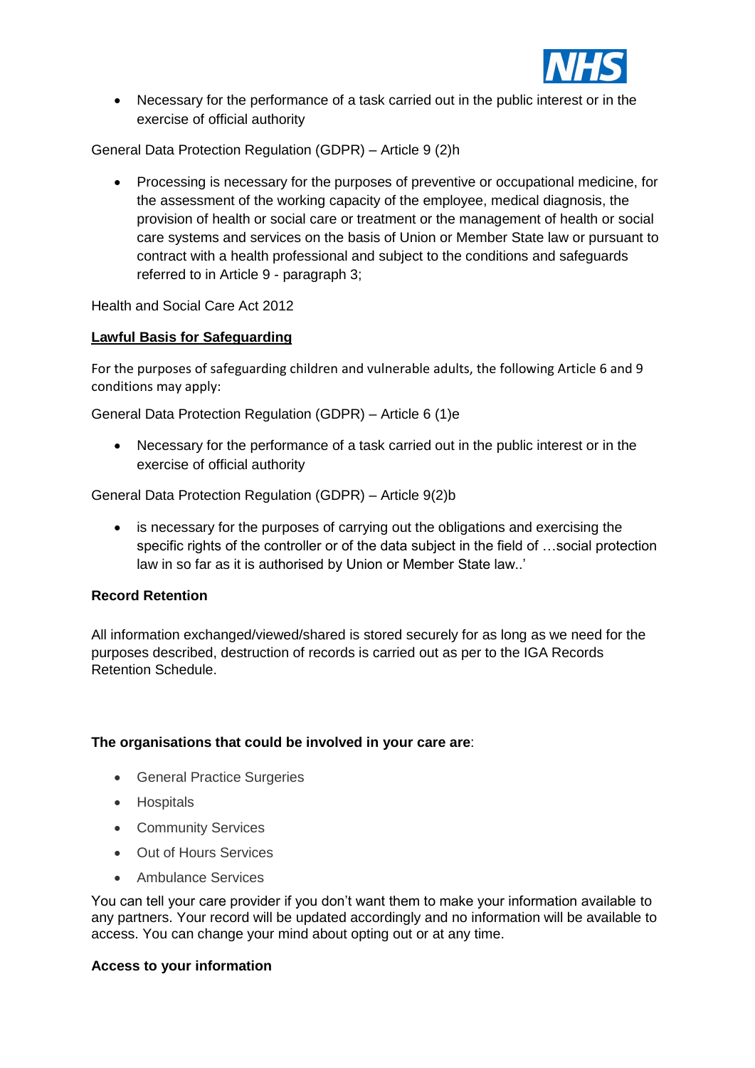- Necessary for the performance of a task carried out in the public interest or in the exercise of official authority

General Data Protection Regulation (GDPR) – Article 9 (2)h

- Processing is necessary for the purposes of preventive or occupational medicine, for the assessment of the working capacity of the employee, medical diagnosis, the provision of health or social care or treatment or the management of health or social care systems and services on the basis of Union or Member State law or pursuant to contract with a health professional and subject to the conditions and safeguards referred to in Article 9 - paragraph 3;

Health and Social Care Act 2012

**Lawful Basis for Safeguarding**

For the purposes of safeguarding children and vulnerable adults, the following Article 6 and 9 conditions may apply:

General Data Protection Regulation (GDPR) – Article 6 (1)e

- Necessary for the performance of a task carried out in the public interest or in the exercise of official authority

General Data Protection Regulation (GDPR) – Article 9(2)b

- is necessary for the purposes of carrying out the obligations and exercising the specific rights of the controller or of the data subject in the field of …social protection law in so far as it is authorised by Union or Member State law..'

**Record Retention**

All information exchanged/viewed/shared is stored securely for as long as we need for the purposes described, destruction of records is carried out as per to the IGA Records Retention Schedule.

**The organisations that could be involved in your care are**:

- General Practice Surgeries
- Hospitals
- Community Services
- Out of Hours Services
- Ambulance Services

You can tell your care provider if you don't want them to make your information available to any partners. Your record will be updated accordingly and no information will be available to access. You can change your mind about opting out or at any time.

**Access to your information**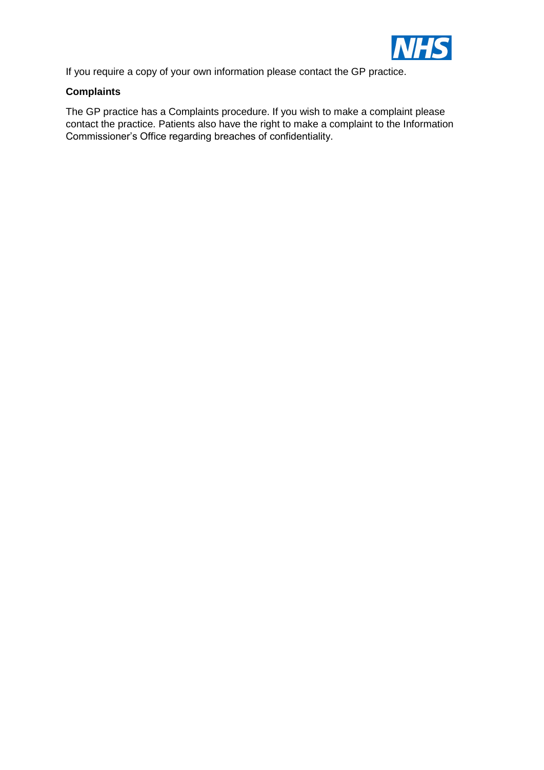If you require a copy of your own information please contact the GP practice.

**Complaints**

The GP practice has a Complaints procedure. If you wish to make a complaint please contact the practice. Patients also have the right to make a complaint to the Information Commissioner's Office regarding breaches of confidentiality.